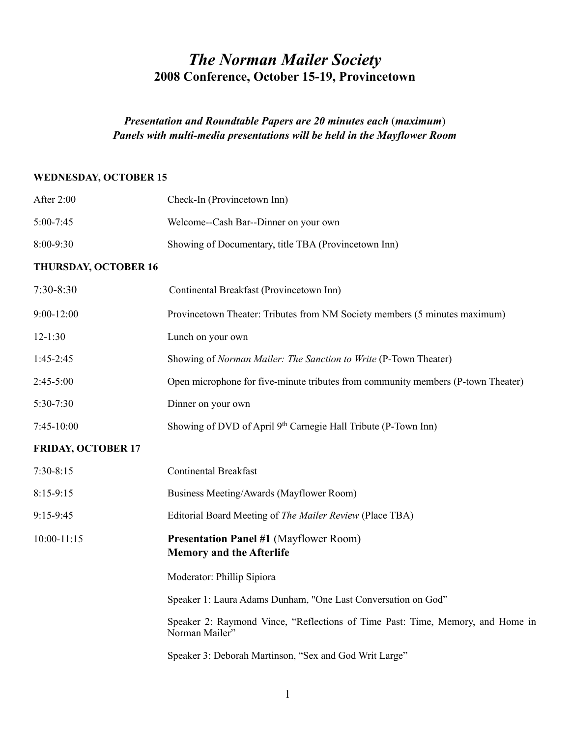# *The Norman Mailer Society*

## 2008 Conference, October 15-19, Provincetown

***Presentation and Roundtable Papers are 20 minutes each (maximum)***
***Panels with multi-media presentations will be held in the Mayflower Room***

**WEDNESDAY, OCTOBER 15**

| | |
|---|---|
| After 2:00 | Check-In (Provincetown Inn) |
| 5:00-7:45 | Welcome--Cash Bar--Dinner on your own |
| 8:00-9:30 | Showing of Documentary, title TBA (Provincetown Inn) |

**THURSDAY, OCTOBER 16**

| | |
|---|---|
| 7:30-8:30 | Continental Breakfast (Provincetown Inn) |
| 9:00-12:00 | Provincetown Theater: Tributes from NM Society members (5 minutes maximum) |
| 12-1:30 | Lunch on your own |
| 1:45-2:45 | Showing of *Norman Mailer: The Sanction to Write* (P-Town Theater) |
| 2:45-5:00 | Open microphone for five-minute tributes from community members (P-town Theater) |
| 5:30-7:30 | Dinner on your own |
| 7:45-10:00 | Showing of DVD of April 9th Carnegie Hall Tribute (P-Town Inn) |

**FRIDAY, OCTOBER 17**

| | |
|---|---|
| 7:30-8:15 | Continental Breakfast |
| 8:15-9:15 | Business Meeting/Awards (Mayflower Room) |
| 9:15-9:45 | Editorial Board Meeting of *The Mailer Review* (Place TBA) |
| 10:00-11:15 | **Presentation Panel #1** (Mayflower Room) **Memory and the Afterlife** |

Moderator: Phillip Sipiora

Speaker 1: Laura Adams Dunham, "One Last Conversation on God"

Speaker 2: Raymond Vince, "Reflections of Time Past: Time, Memory, and Home in Norman Mailer"

Speaker 3: Deborah Martinson, "Sex and God Writ Large"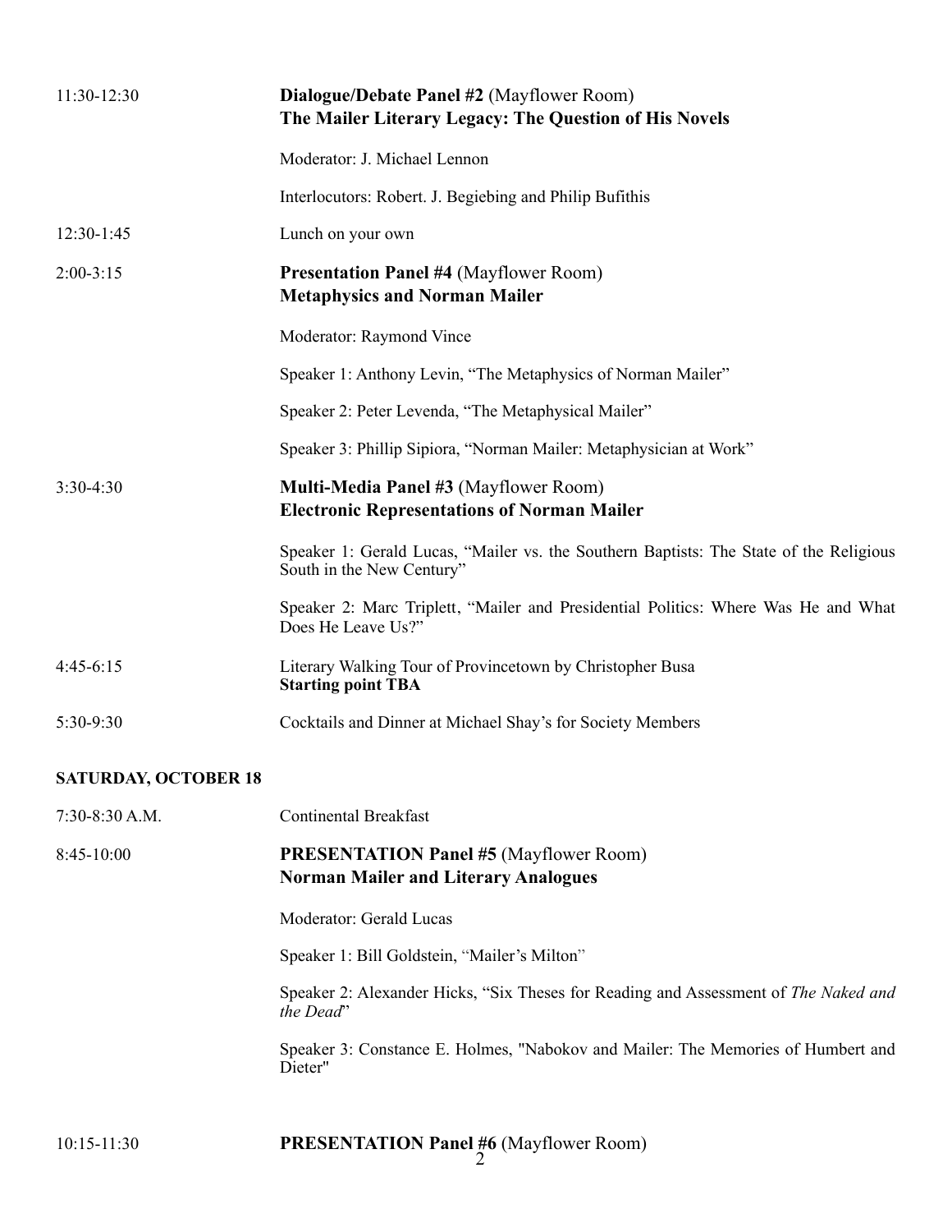11:30-12:30 **Dialogue/Debate Panel #2** (Mayflower Room)
**The Mailer Literary Legacy: The Question of His Novels**

Moderator: J. Michael Lennon

Interlocutors: Robert. J. Begiebing and Philip Bufithis

12:30-1:45 Lunch on your own

2:00-3:15 **Presentation Panel #4** (Mayflower Room)
**Metaphysics and Norman Mailer**

Moderator: Raymond Vince

Speaker 1: Anthony Levin, "The Metaphysics of Norman Mailer"

Speaker 2: Peter Levenda, "The Metaphysical Mailer"

Speaker 3: Phillip Sipiora, "Norman Mailer: Metaphysician at Work"

3:30-4:30 **Multi-Media Panel #3** (Mayflower Room)
**Electronic Representations of Norman Mailer**

Speaker 1: Gerald Lucas, "Mailer vs. the Southern Baptists: The State of the Religious South in the New Century"

Speaker 2: Marc Triplett, "Mailer and Presidential Politics: Where Was He and What Does He Leave Us?"

4:45-6:15 Literary Walking Tour of Provincetown by Christopher Busa
**Starting point TBA**

5:30-9:30 Cocktails and Dinner at Michael Shay's for Society Members

**SATURDAY, OCTOBER 18**

7:30-8:30 A.M. Continental Breakfast

8:45-10:00 **PRESENTATION Panel #5** (Mayflower Room)
**Norman Mailer and Literary Analogues**

Moderator: Gerald Lucas

Speaker 1: Bill Goldstein, "Mailer's Milton"

Speaker 2: Alexander Hicks, "Six Theses for Reading and Assessment of *The Naked and the Dead*"

Speaker 3: Constance E. Holmes, "Nabokov and Mailer: The Memories of Humbert and Dieter"

10:15-11:30 **PRESENTATION Panel #6** (Mayflower Room)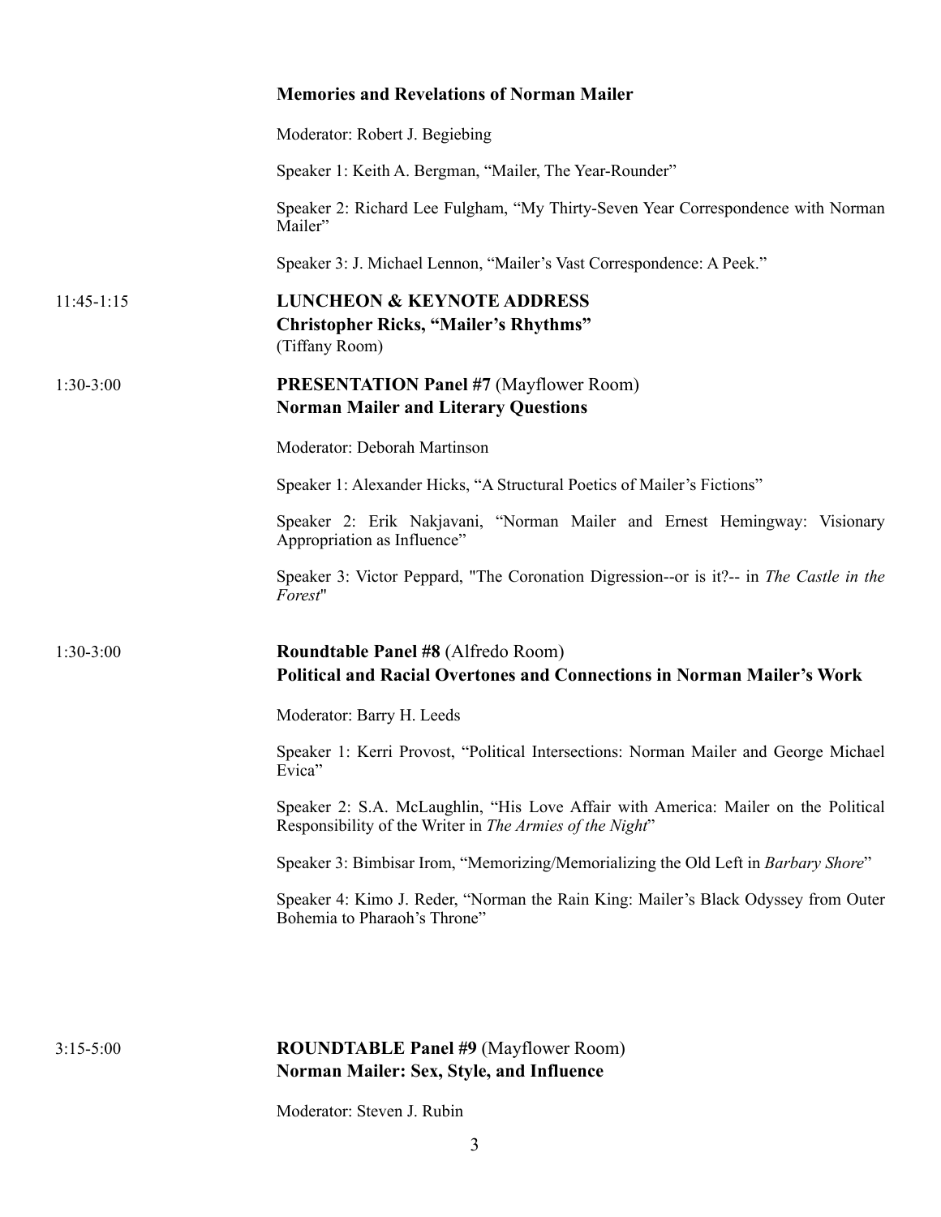**Memories and Revelations of Norman Mailer**

Moderator: Robert J. Begiebing

Speaker 1: Keith A. Bergman, “Mailer, The Year-Rounder”

Speaker 2: Richard Lee Fulgham, “My Thirty-Seven Year Correspondence with Norman Mailer”

Speaker 3: J. Michael Lennon, “Mailer’s Vast Correspondence: A Peek.”

11:45-1:15 **LUNCHEON & KEYNOTE ADDRESS**
**Christopher Ricks, “Mailer’s Rhythms”**
(Tiffany Room)

1:30-3:00 **PRESENTATION Panel #7** (Mayflower Room)
**Norman Mailer and Literary Questions**

Moderator: Deborah Martinson

Speaker 1: Alexander Hicks, “A Structural Poetics of Mailer’s Fictions”

Speaker 2: Erik Nakjavani, “Norman Mailer and Ernest Hemingway: Visionary Appropriation as Influence”

Speaker 3: Victor Peppard, "The Coronation Digression--or is it?-- in *The Castle in the Forest*"

1:30-3:00 **Roundtable Panel #8** (Alfredo Room)
**Political and Racial Overtones and Connections in Norman Mailer’s Work**

Moderator: Barry H. Leeds

Speaker 1: Kerri Provost, “Political Intersections: Norman Mailer and George Michael Evica”

Speaker 2: S.A. McLaughlin, “His Love Affair with America: Mailer on the Political Responsibility of the Writer in *The Armies of the Night*”

Speaker 3: Bimbisar Irom, “Memorizing/Memorializing the Old Left in *Barbary Shore*”

Speaker 4: Kimo J. Reder, “Norman the Rain King: Mailer’s Black Odyssey from Outer Bohemia to Pharaoh’s Throne”

3:15-5:00 **ROUNDTABLE Panel #9** (Mayflower Room)
**Norman Mailer: Sex, Style, and Influence**

Moderator: Steven J. Rubin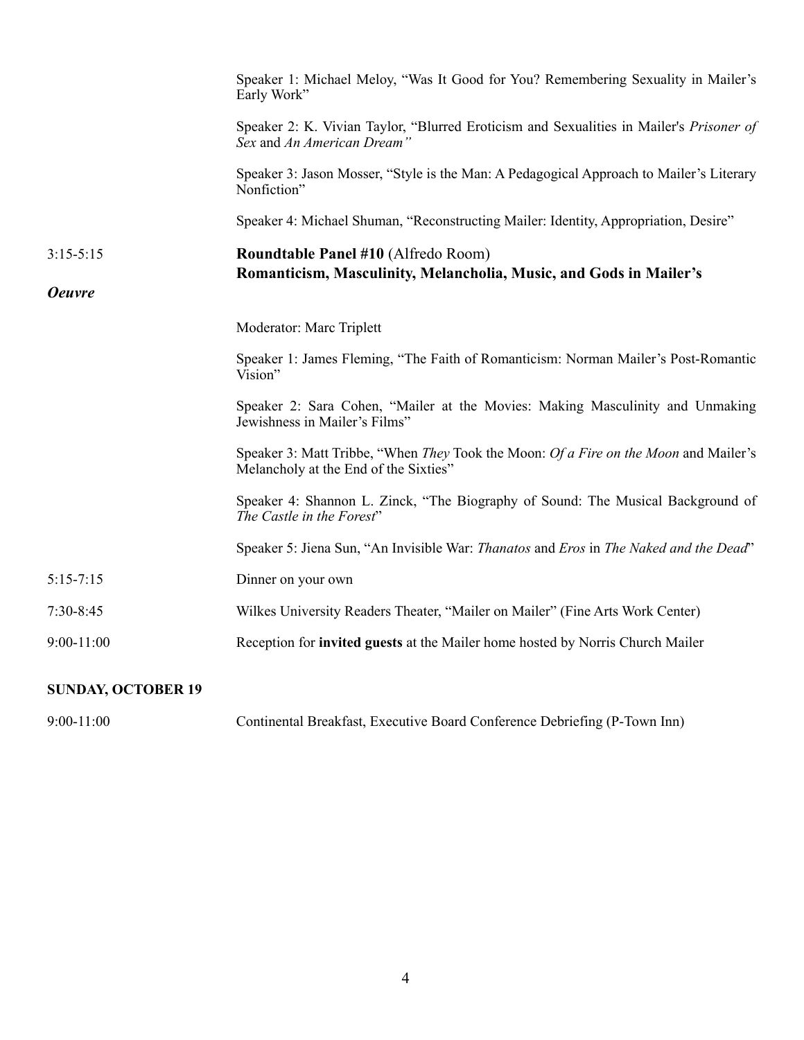Speaker 1: Michael Meloy, "Was It Good for You? Remembering Sexuality in Mailer's Early Work"

Speaker 2: K. Vivian Taylor, "Blurred Eroticism and Sexualities in Mailer's *Prisoner of Sex* and *An American Dream"*

Speaker 3: Jason Mosser, "Style is the Man: A Pedagogical Approach to Mailer's Literary Nonfiction"

Speaker 4: Michael Shuman, "Reconstructing Mailer: Identity, Appropriation, Desire"

3:15-5:15 **Roundtable Panel #10** (Alfredo Room)
**Romanticism, Masculinity, Melancholia, Music, and Gods in Mailer's *Oeuvre***

Moderator: Marc Triplett

Speaker 1: James Fleming, "The Faith of Romanticism: Norman Mailer's Post-Romantic Vision"

Speaker 2: Sara Cohen, "Mailer at the Movies: Making Masculinity and Unmaking Jewishness in Mailer's Films"

Speaker 3: Matt Tribbe, "When *They* Took the Moon: *Of a Fire on the Moon* and Mailer's Melancholy at the End of the Sixties"

Speaker 4: Shannon L. Zinck, "The Biography of Sound: The Musical Background of *The Castle in the Forest*"

Speaker 5: Jiena Sun, "An Invisible War: *Thanatos* and *Eros* in *The Naked and the Dead*"

5:15-7:15 Dinner on your own

7:30-8:45 Wilkes University Readers Theater, "Mailer on Mailer" (Fine Arts Work Center)

9:00-11:00 Reception for **invited guests** at the Mailer home hosted by Norris Church Mailer

**SUNDAY, OCTOBER 19**

9:00-11:00 Continental Breakfast, Executive Board Conference Debriefing (P-Town Inn)